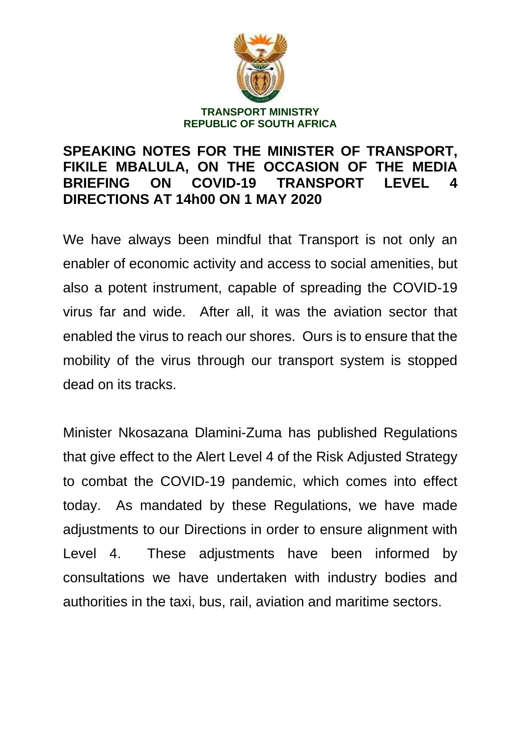**TRANSPORT MINISTRY**
**REPUBLIC OF SOUTH AFRICA**

# SPEAKING NOTES FOR THE MINISTER OF TRANSPORT, FIKILE MBALULA, ON THE OCCASION OF THE MEDIA BRIEFING ON COVID-19 TRANSPORT LEVEL 4 DIRECTIONS AT 14h00 ON 1 MAY 2020

We have always been mindful that Transport is not only an enabler of economic activity and access to social amenities, but also a potent instrument, capable of spreading the COVID-19 virus far and wide. After all, it was the aviation sector that enabled the virus to reach our shores. Ours is to ensure that the mobility of the virus through our transport system is stopped dead on its tracks.

Minister Nkosazana Dlamini-Zuma has published Regulations that give effect to the Alert Level 4 of the Risk Adjusted Strategy to combat the COVID-19 pandemic, which comes into effect today. As mandated by these Regulations, we have made adjustments to our Directions in order to ensure alignment with Level 4. These adjustments have been informed by consultations we have undertaken with industry bodies and authorities in the taxi, bus, rail, aviation and maritime sectors.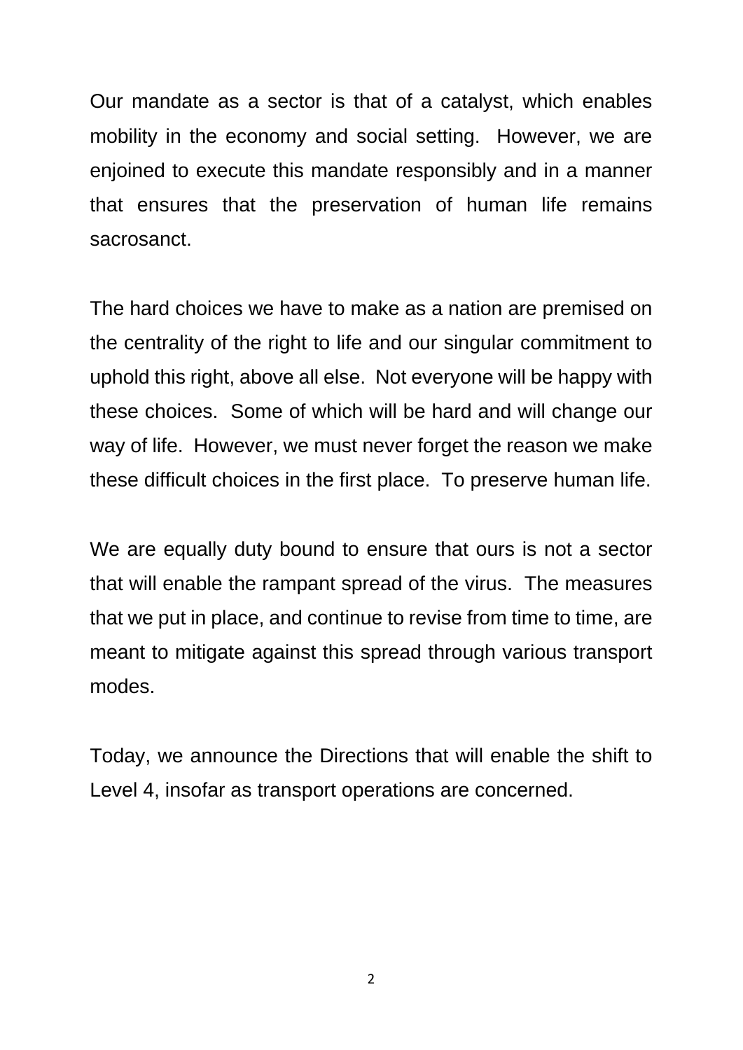Our mandate as a sector is that of a catalyst, which enables mobility in the economy and social setting. However, we are enjoined to execute this mandate responsibly and in a manner that ensures that the preservation of human life remains sacrosanct.

The hard choices we have to make as a nation are premised on the centrality of the right to life and our singular commitment to uphold this right, above all else. Not everyone will be happy with these choices. Some of which will be hard and will change our way of life. However, we must never forget the reason we make these difficult choices in the first place. To preserve human life.

We are equally duty bound to ensure that ours is not a sector that will enable the rampant spread of the virus. The measures that we put in place, and continue to revise from time to time, are meant to mitigate against this spread through various transport modes.

Today, we announce the Directions that will enable the shift to Level 4, insofar as transport operations are concerned.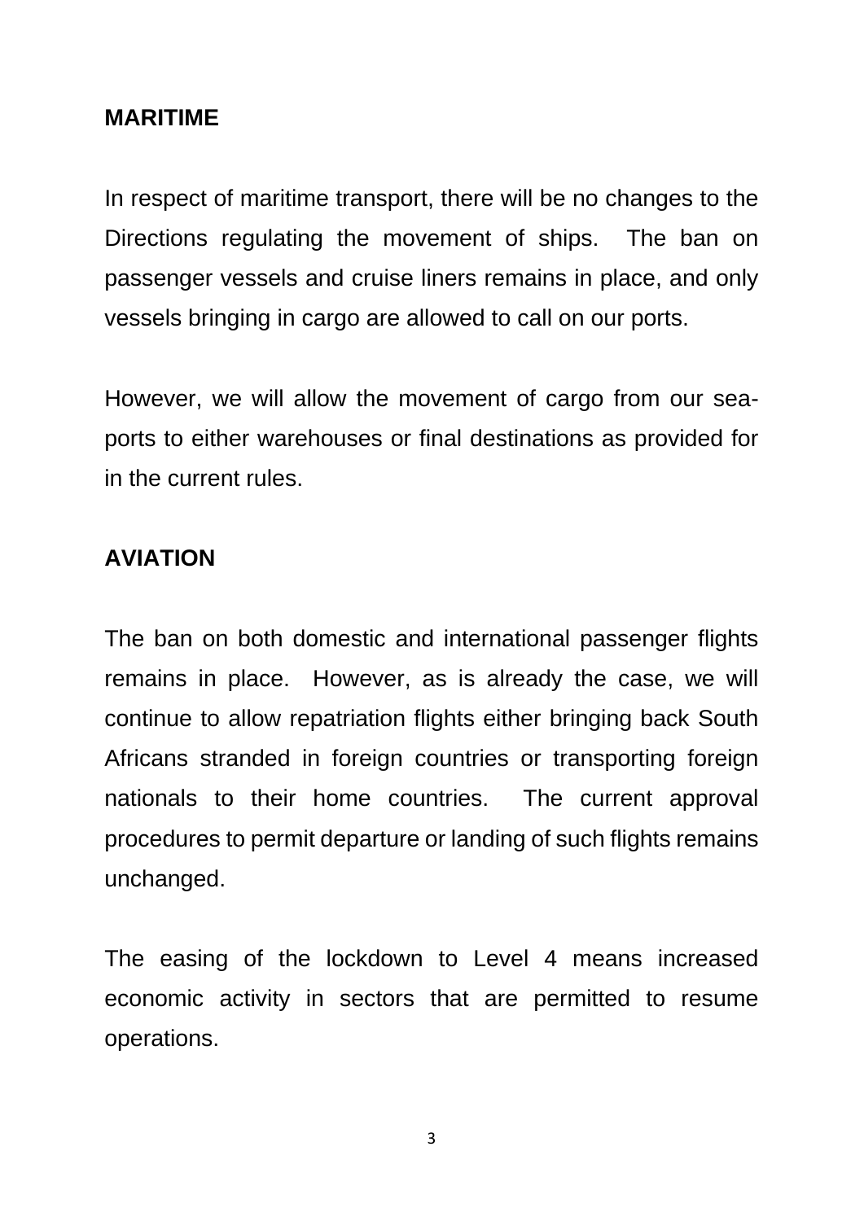**MARITIME**

In respect of maritime transport, there will be no changes to the Directions regulating the movement of ships. The ban on passenger vessels and cruise liners remains in place, and only vessels bringing in cargo are allowed to call on our ports.

However, we will allow the movement of cargo from our sea-ports to either warehouses or final destinations as provided for in the current rules.

**AVIATION**

The ban on both domestic and international passenger flights remains in place. However, as is already the case, we will continue to allow repatriation flights either bringing back South Africans stranded in foreign countries or transporting foreign nationals to their home countries. The current approval procedures to permit departure or landing of such flights remains unchanged.

The easing of the lockdown to Level 4 means increased economic activity in sectors that are permitted to resume operations.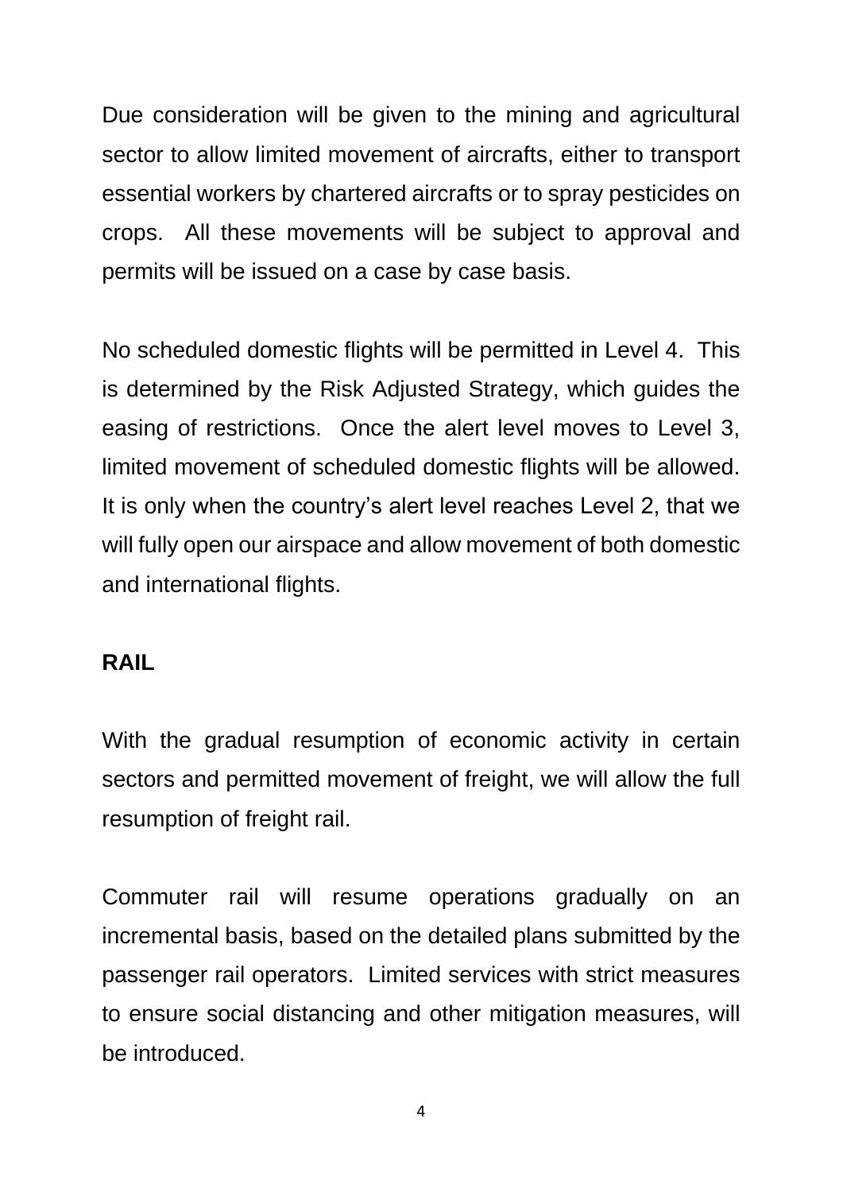Due consideration will be given to the mining and agricultural sector to allow limited movement of aircrafts, either to transport essential workers by chartered aircrafts or to spray pesticides on crops. All these movements will be subject to approval and permits will be issued on a case by case basis.

No scheduled domestic flights will be permitted in Level 4. This is determined by the Risk Adjusted Strategy, which guides the easing of restrictions. Once the alert level moves to Level 3, limited movement of scheduled domestic flights will be allowed. It is only when the country's alert level reaches Level 2, that we will fully open our airspace and allow movement of both domestic and international flights.

**RAIL**

With the gradual resumption of economic activity in certain sectors and permitted movement of freight, we will allow the full resumption of freight rail.

Commuter rail will resume operations gradually on an incremental basis, based on the detailed plans submitted by the passenger rail operators. Limited services with strict measures to ensure social distancing and other mitigation measures, will be introduced.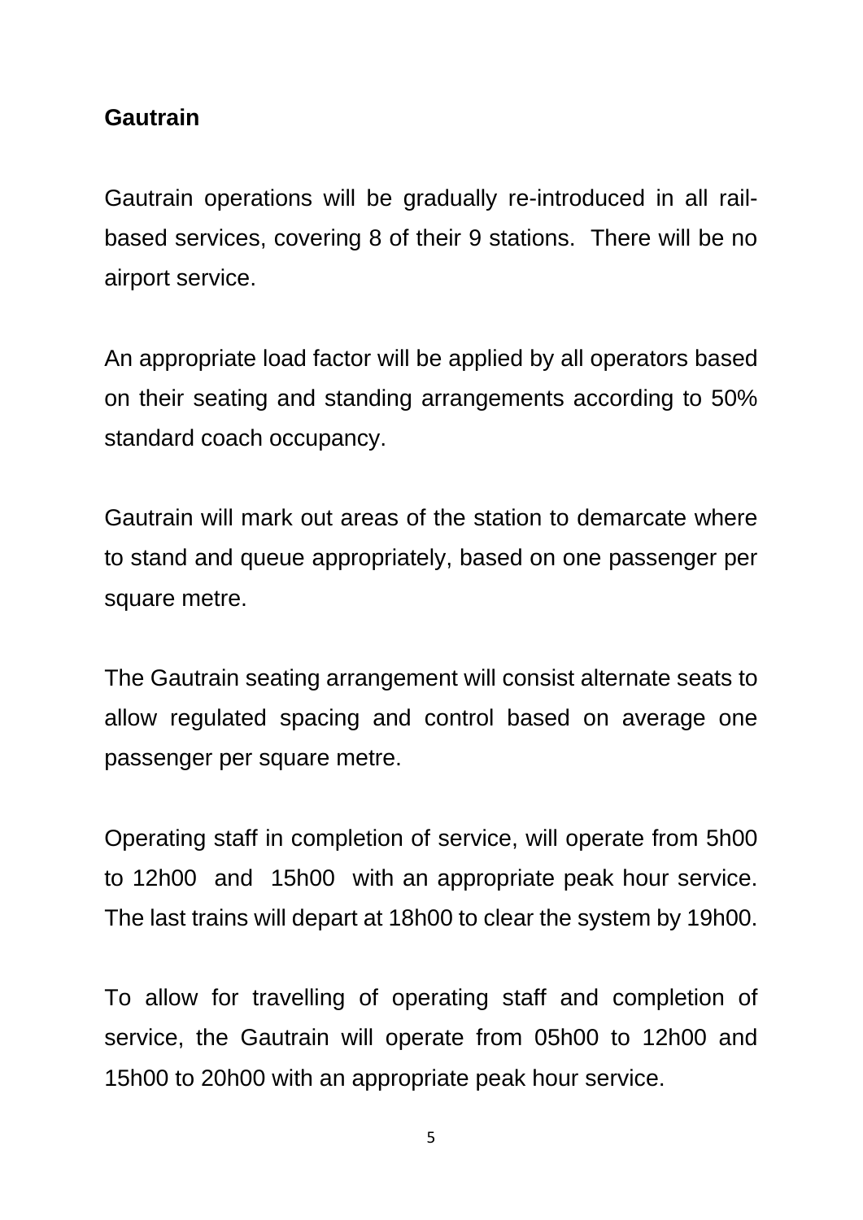**Gautrain**

Gautrain operations will be gradually re-introduced in all rail-based services, covering 8 of their 9 stations. There will be no airport service.

An appropriate load factor will be applied by all operators based on their seating and standing arrangements according to 50% standard coach occupancy.

Gautrain will mark out areas of the station to demarcate where to stand and queue appropriately, based on one passenger per square metre.

The Gautrain seating arrangement will consist alternate seats to allow regulated spacing and control based on average one passenger per square metre.

Operating staff in completion of service, will operate from 5h00 to 12h00 and 15h00 with an appropriate peak hour service. The last trains will depart at 18h00 to clear the system by 19h00.

To allow for travelling of operating staff and completion of service, the Gautrain will operate from 05h00 to 12h00 and 15h00 to 20h00 with an appropriate peak hour service.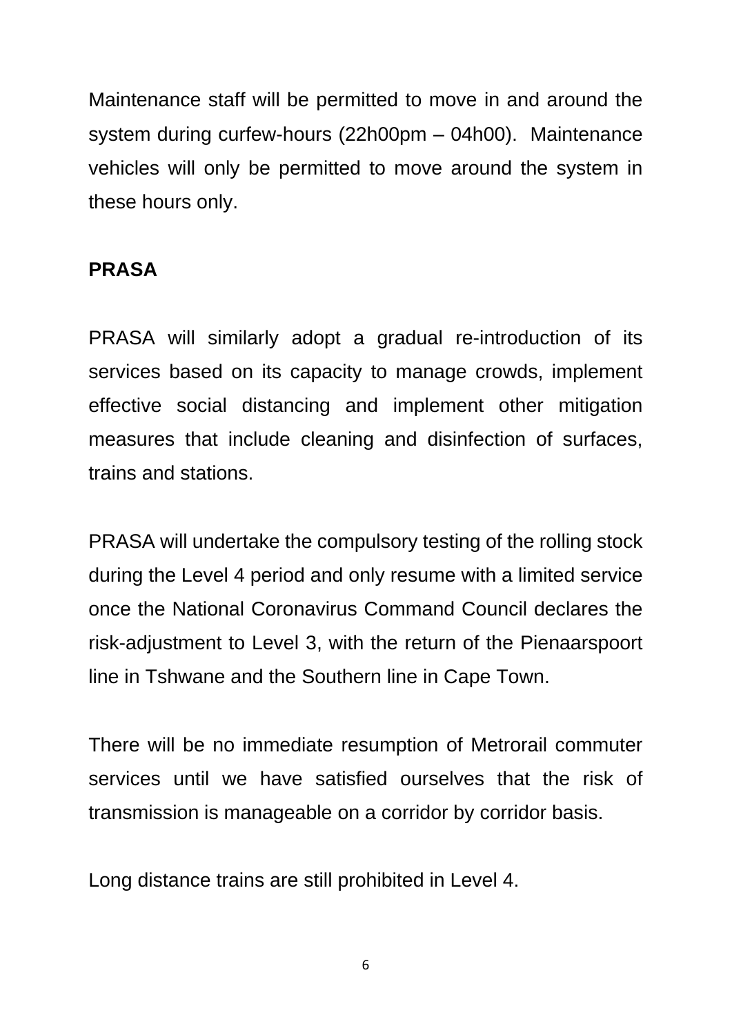Maintenance staff will be permitted to move in and around the system during curfew-hours (22h00pm – 04h00). Maintenance vehicles will only be permitted to move around the system in these hours only.

**PRASA**

PRASA will similarly adopt a gradual re-introduction of its services based on its capacity to manage crowds, implement effective social distancing and implement other mitigation measures that include cleaning and disinfection of surfaces, trains and stations.

PRASA will undertake the compulsory testing of the rolling stock during the Level 4 period and only resume with a limited service once the National Coronavirus Command Council declares the risk-adjustment to Level 3, with the return of the Pienaarspoort line in Tshwane and the Southern line in Cape Town.

There will be no immediate resumption of Metrorail commuter services until we have satisfied ourselves that the risk of transmission is manageable on a corridor by corridor basis.

Long distance trains are still prohibited in Level 4.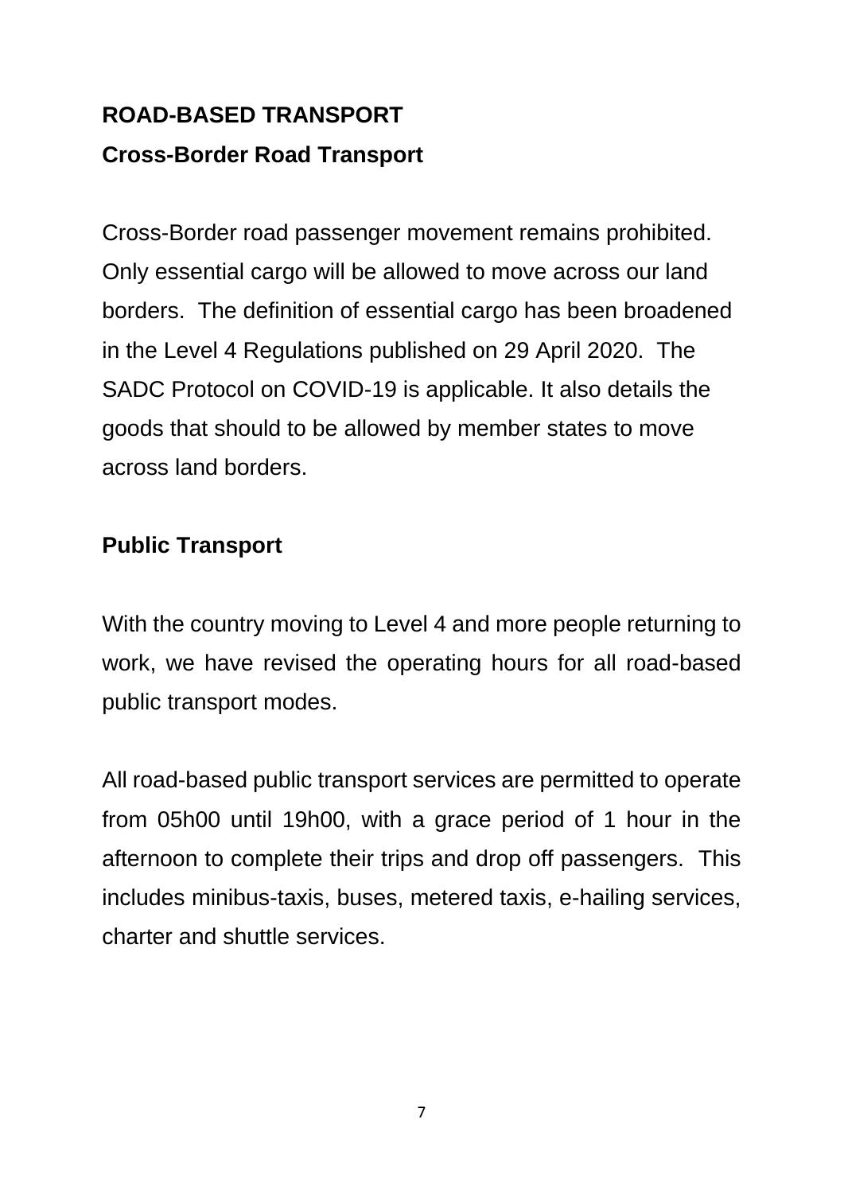## ROAD-BASED TRANSPORT

### Cross-Border Road Transport

Cross-Border road passenger movement remains prohibited. Only essential cargo will be allowed to move across our land borders. The definition of essential cargo has been broadened in the Level 4 Regulations published on 29 April 2020. The SADC Protocol on COVID-19 is applicable. It also details the goods that should to be allowed by member states to move across land borders.

### Public Transport

With the country moving to Level 4 and more people returning to work, we have revised the operating hours for all road-based public transport modes.

All road-based public transport services are permitted to operate from 05h00 until 19h00, with a grace period of 1 hour in the afternoon to complete their trips and drop off passengers. This includes minibus-taxis, buses, metered taxis, e-hailing services, charter and shuttle services.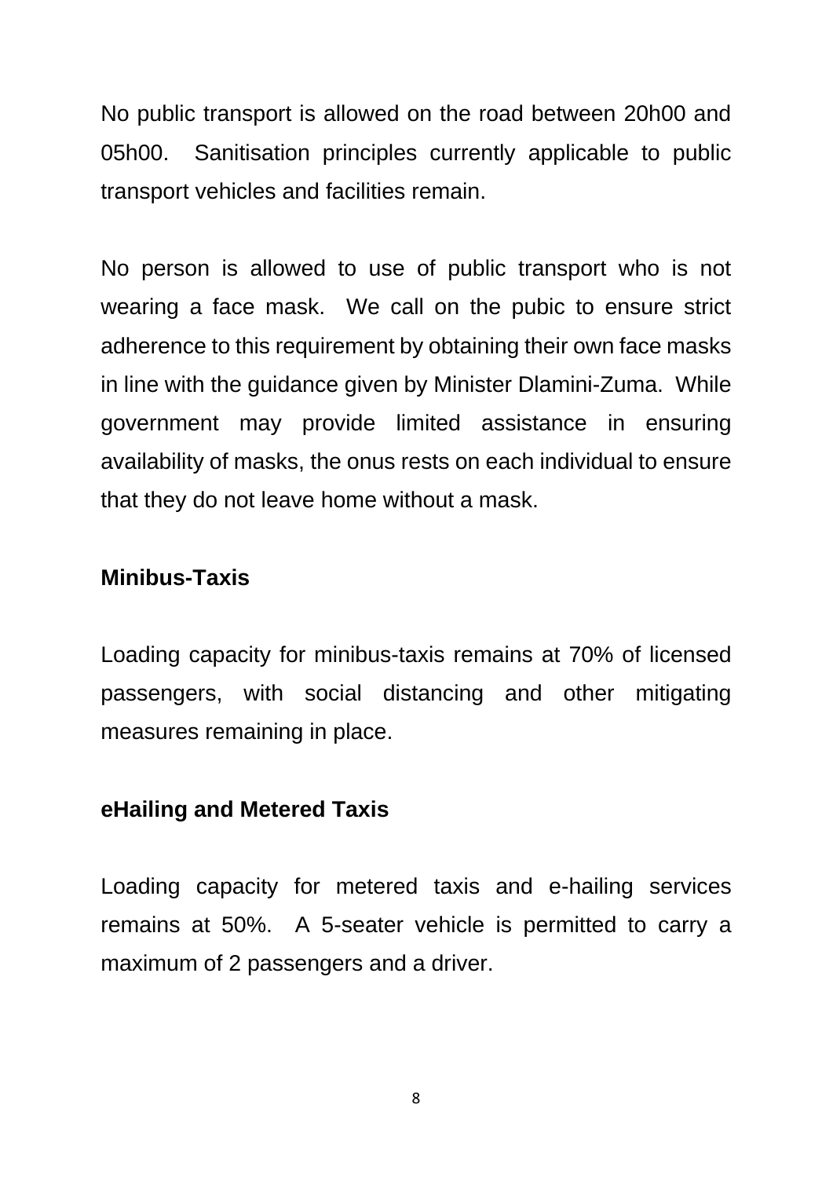No public transport is allowed on the road between 20h00 and 05h00. Sanitisation principles currently applicable to public transport vehicles and facilities remain.

No person is allowed to use of public transport who is not wearing a face mask. We call on the pubic to ensure strict adherence to this requirement by obtaining their own face masks in line with the guidance given by Minister Dlamini-Zuma. While government may provide limited assistance in ensuring availability of masks, the onus rests on each individual to ensure that they do not leave home without a mask.

**Minibus-Taxis**

Loading capacity for minibus-taxis remains at 70% of licensed passengers, with social distancing and other mitigating measures remaining in place.

**eHailing and Metered Taxis**

Loading capacity for metered taxis and e-hailing services remains at 50%. A 5-seater vehicle is permitted to carry a maximum of 2 passengers and a driver.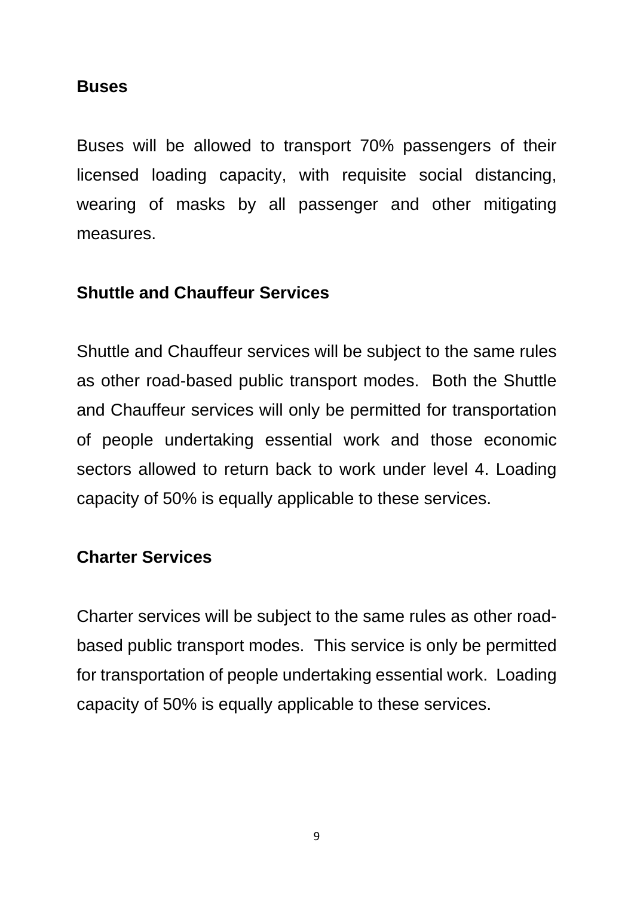**Buses**

Buses will be allowed to transport 70% passengers of their licensed loading capacity, with requisite social distancing, wearing of masks by all passenger and other mitigating measures.

**Shuttle and Chauffeur Services**

Shuttle and Chauffeur services will be subject to the same rules as other road-based public transport modes. Both the Shuttle and Chauffeur services will only be permitted for transportation of people undertaking essential work and those economic sectors allowed to return back to work under level 4. Loading capacity of 50% is equally applicable to these services.

**Charter Services**

Charter services will be subject to the same rules as other road-based public transport modes. This service is only be permitted for transportation of people undertaking essential work. Loading capacity of 50% is equally applicable to these services.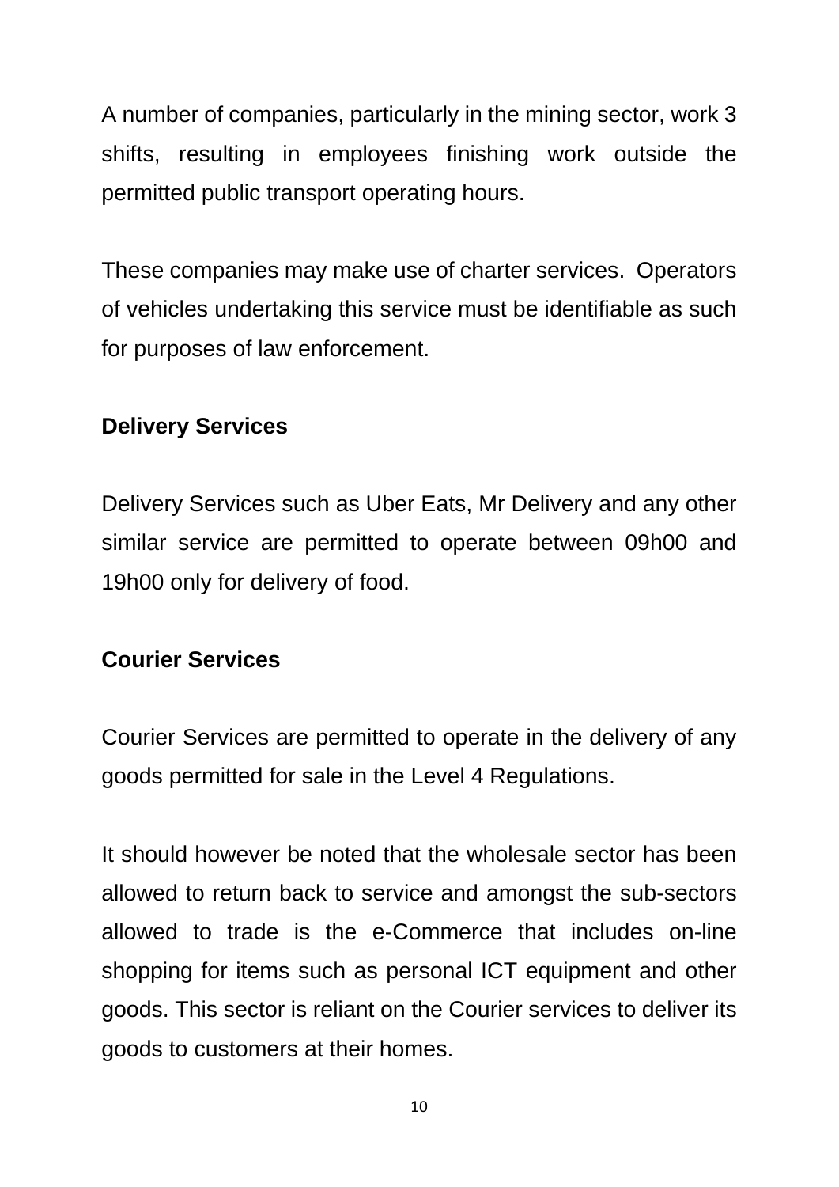A number of companies, particularly in the mining sector, work 3 shifts, resulting in employees finishing work outside the permitted public transport operating hours.

These companies may make use of charter services. Operators of vehicles undertaking this service must be identifiable as such for purposes of law enforcement.

**Delivery Services**

Delivery Services such as Uber Eats, Mr Delivery and any other similar service are permitted to operate between 09h00 and 19h00 only for delivery of food.

**Courier Services**

Courier Services are permitted to operate in the delivery of any goods permitted for sale in the Level 4 Regulations.

It should however be noted that the wholesale sector has been allowed to return back to service and amongst the sub-sectors allowed to trade is the e-Commerce that includes on-line shopping for items such as personal ICT equipment and other goods. This sector is reliant on the Courier services to deliver its goods to customers at their homes.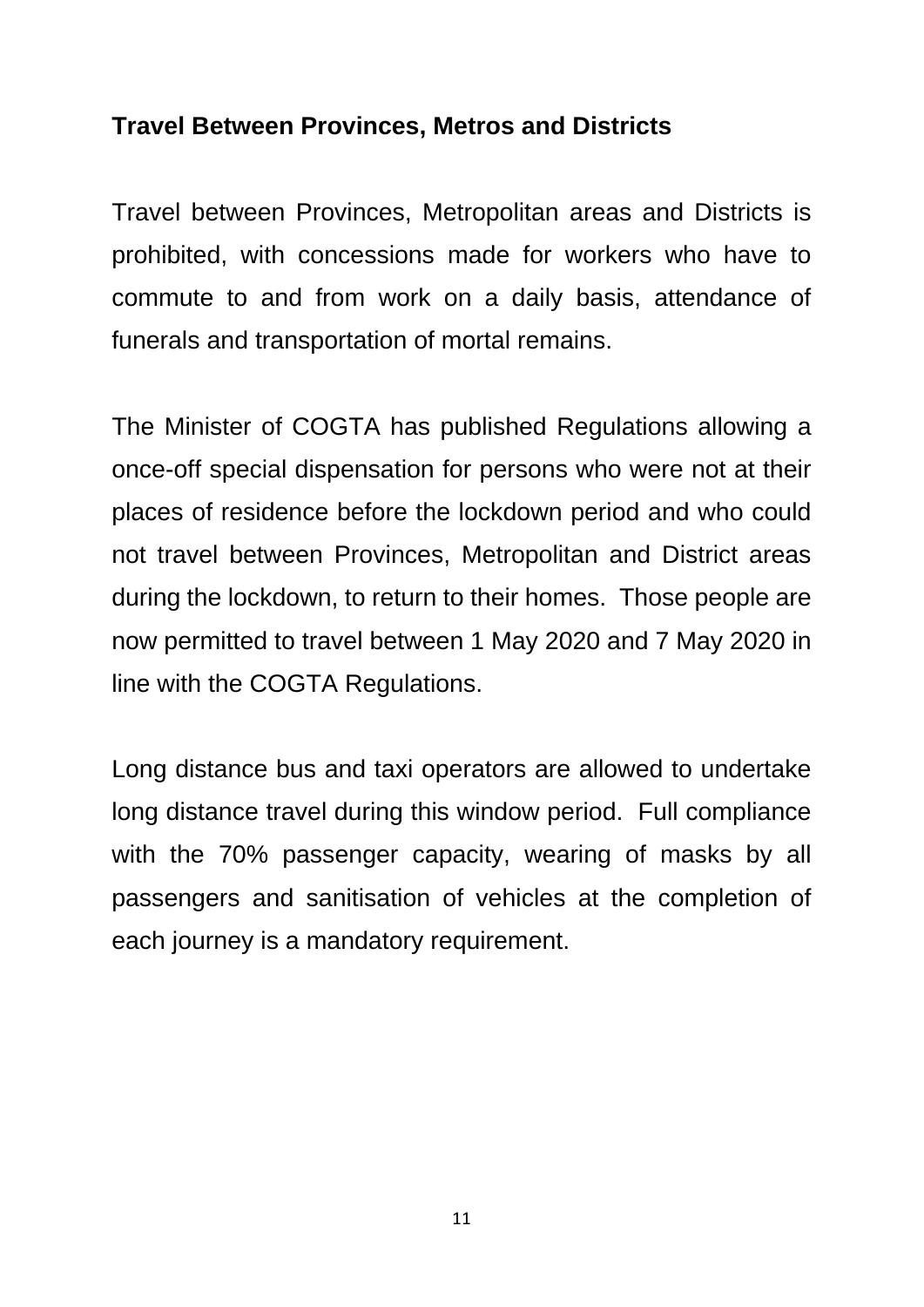**Travel Between Provinces, Metros and Districts**

Travel between Provinces, Metropolitan areas and Districts is prohibited, with concessions made for workers who have to commute to and from work on a daily basis, attendance of funerals and transportation of mortal remains.

The Minister of COGTA has published Regulations allowing a once-off special dispensation for persons who were not at their places of residence before the lockdown period and who could not travel between Provinces, Metropolitan and District areas during the lockdown, to return to their homes. Those people are now permitted to travel between 1 May 2020 and 7 May 2020 in line with the COGTA Regulations.

Long distance bus and taxi operators are allowed to undertake long distance travel during this window period. Full compliance with the 70% passenger capacity, wearing of masks by all passengers and sanitisation of vehicles at the completion of each journey is a mandatory requirement.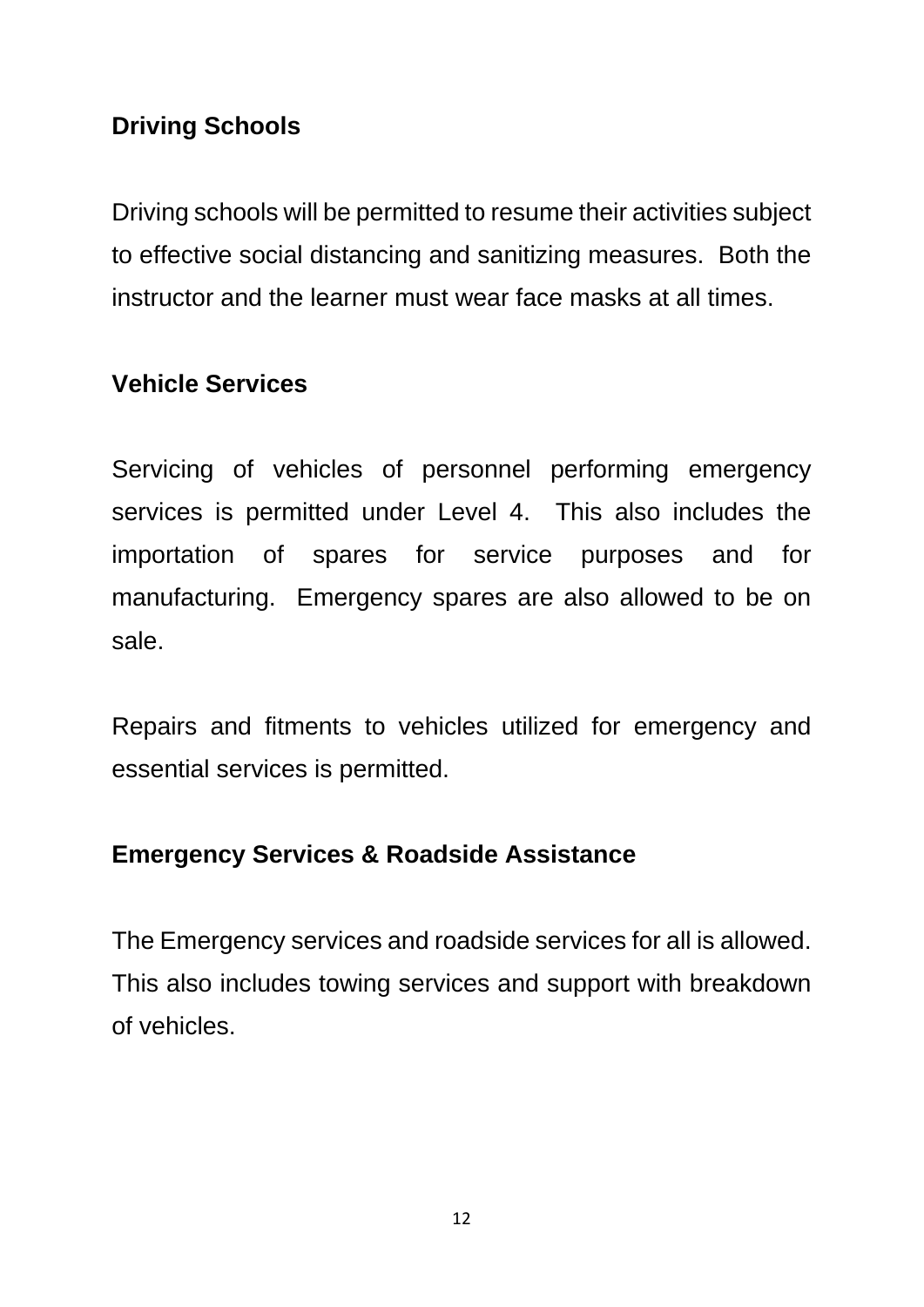## Driving Schools

Driving schools will be permitted to resume their activities subject to effective social distancing and sanitizing measures.  Both the instructor and the learner must wear face masks at all times.

## Vehicle Services

Servicing of vehicles of personnel performing emergency services is permitted under Level 4.  This also includes the importation of spares for service purposes and for manufacturing.  Emergency spares are also allowed to be on sale.

Repairs and fitments to vehicles utilized for emergency and essential services is permitted.

## Emergency Services & Roadside Assistance

The Emergency services and roadside services for all is allowed. This also includes towing services and support with breakdown of vehicles.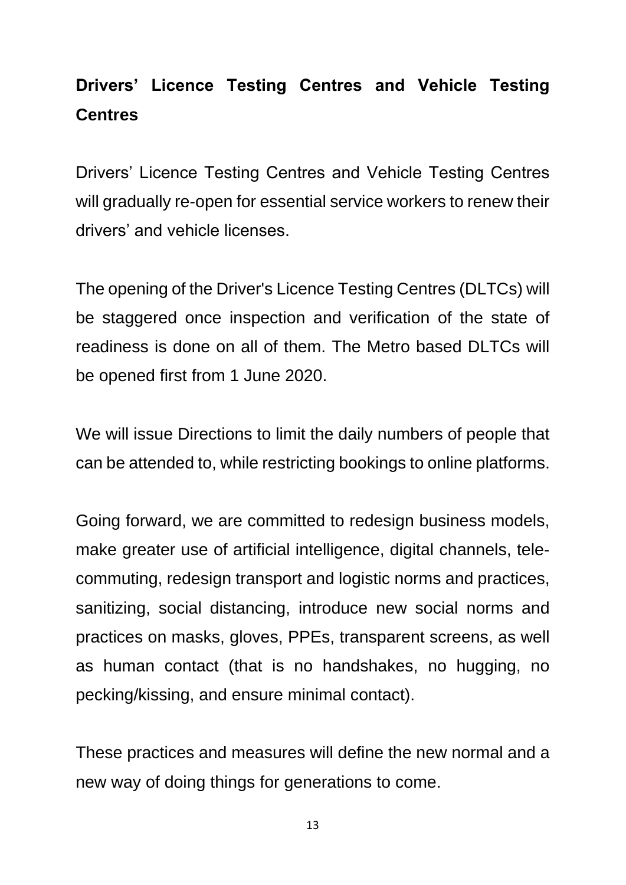## Drivers' Licence Testing Centres and Vehicle Testing Centres

Drivers' Licence Testing Centres and Vehicle Testing Centres will gradually re-open for essential service workers to renew their drivers' and vehicle licenses.

The opening of the Driver's Licence Testing Centres (DLTCs) will be staggered once inspection and verification of the state of readiness is done on all of them. The Metro based DLTCs will be opened first from 1 June 2020.

We will issue Directions to limit the daily numbers of people that can be attended to, while restricting bookings to online platforms.

Going forward, we are committed to redesign business models, make greater use of artificial intelligence, digital channels, tele-commuting, redesign transport and logistic norms and practices, sanitizing, social distancing, introduce new social norms and practices on masks, gloves, PPEs, transparent screens, as well as human contact (that is no handshakes, no hugging, no pecking/kissing, and ensure minimal contact).

These practices and measures will define the new normal and a new way of doing things for generations to come.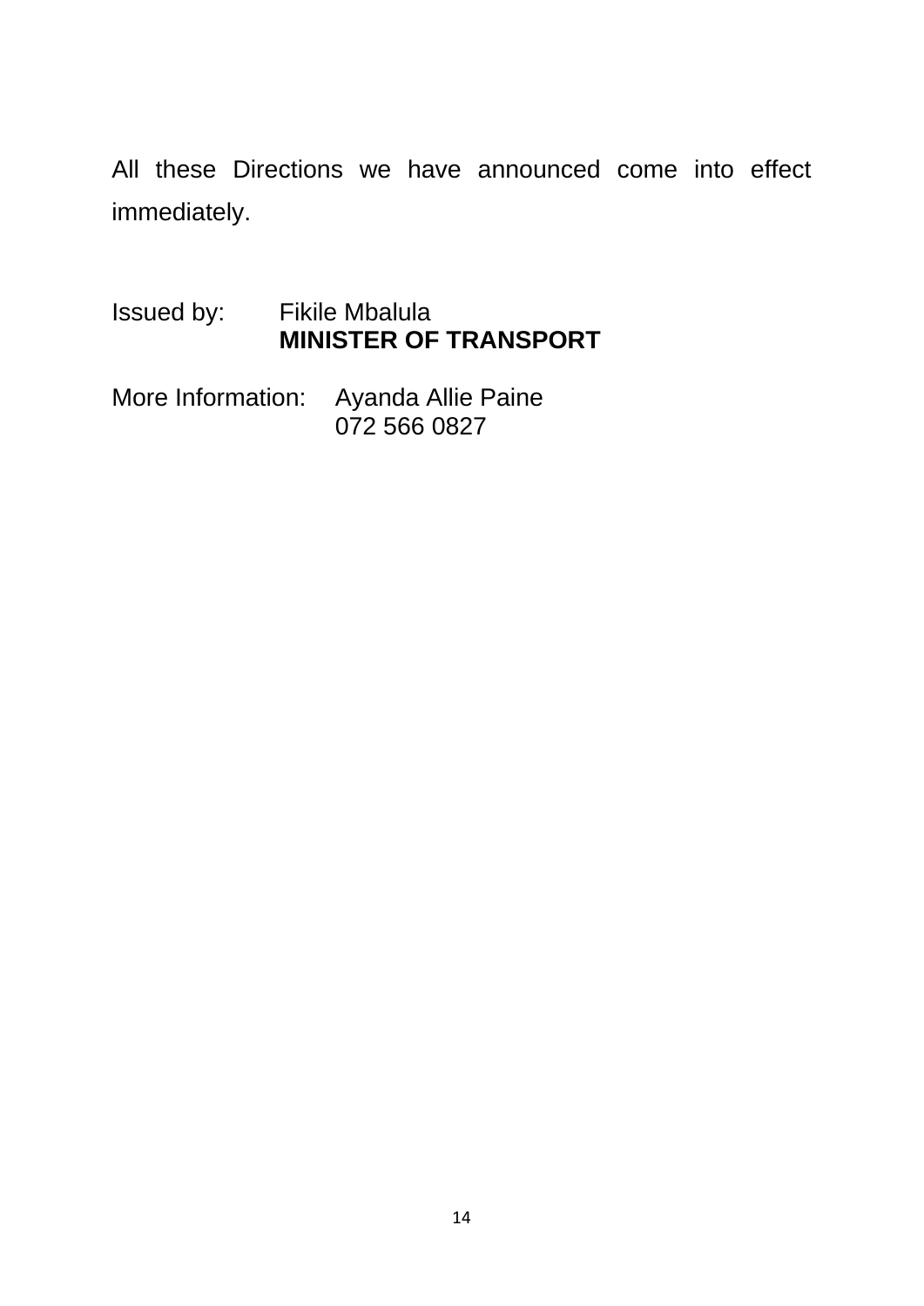All these Directions we have announced come into effect immediately.

Issued by: Fikile Mbalula  
**MINISTER OF TRANSPORT**

More Information: Ayanda Allie Paine  
072 566 0827